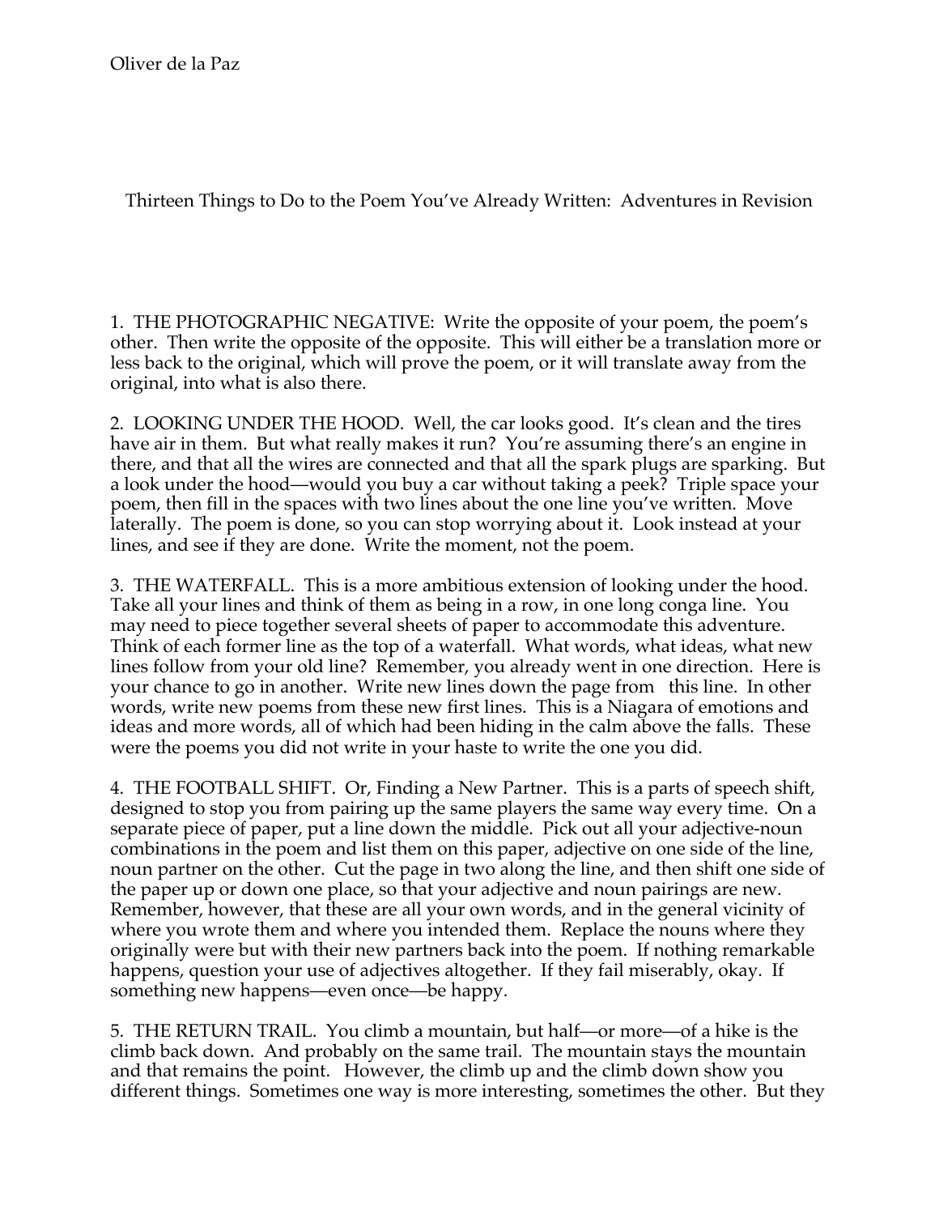Oliver de la Paz

# Thirteen Things to Do to the Poem You've Already Written: Adventures in Revision

1. THE PHOTOGRAPHIC NEGATIVE: Write the opposite of your poem, the poem's other. Then write the opposite of the opposite. This will either be a translation more or less back to the original, which will prove the poem, or it will translate away from the original, into what is also there.

2. LOOKING UNDER THE HOOD. Well, the car looks good. It's clean and the tires have air in them. But what really makes it run? You're assuming there's an engine in there, and that all the wires are connected and that all the spark plugs are sparking. But a look under the hood—would you buy a car without taking a peek? Triple space your poem, then fill in the spaces with two lines about the one line you've written. Move laterally. The poem is done, so you can stop worrying about it. Look instead at your lines, and see if they are done. Write the moment, not the poem.

3. THE WATERFALL. This is a more ambitious extension of looking under the hood. Take all your lines and think of them as being in a row, in one long conga line. You may need to piece together several sheets of paper to accommodate this adventure. Think of each former line as the top of a waterfall. What words, what ideas, what new lines follow from your old line? Remember, you already went in one direction. Here is your chance to go in another. Write new lines down the page from this line. In other words, write new poems from these new first lines. This is a Niagara of emotions and ideas and more words, all of which had been hiding in the calm above the falls. These were the poems you did not write in your haste to write the one you did.

4. THE FOOTBALL SHIFT. Or, Finding a New Partner. This is a parts of speech shift, designed to stop you from pairing up the same players the same way every time. On a separate piece of paper, put a line down the middle. Pick out all your adjective-noun combinations in the poem and list them on this paper, adjective on one side of the line, noun partner on the other. Cut the page in two along the line, and then shift one side of the paper up or down one place, so that your adjective and noun pairings are new. Remember, however, that these are all your own words, and in the general vicinity of where you wrote them and where you intended them. Replace the nouns where they originally were but with their new partners back into the poem. If nothing remarkable happens, question your use of adjectives altogether. If they fail miserably, okay. If something new happens—even once—be happy.

5. THE RETURN TRAIL. You climb a mountain, but half—or more—of a hike is the climb back down. And probably on the same trail. The mountain stays the mountain and that remains the point. However, the climb up and the climb down show you different things. Sometimes one way is more interesting, sometimes the other. But they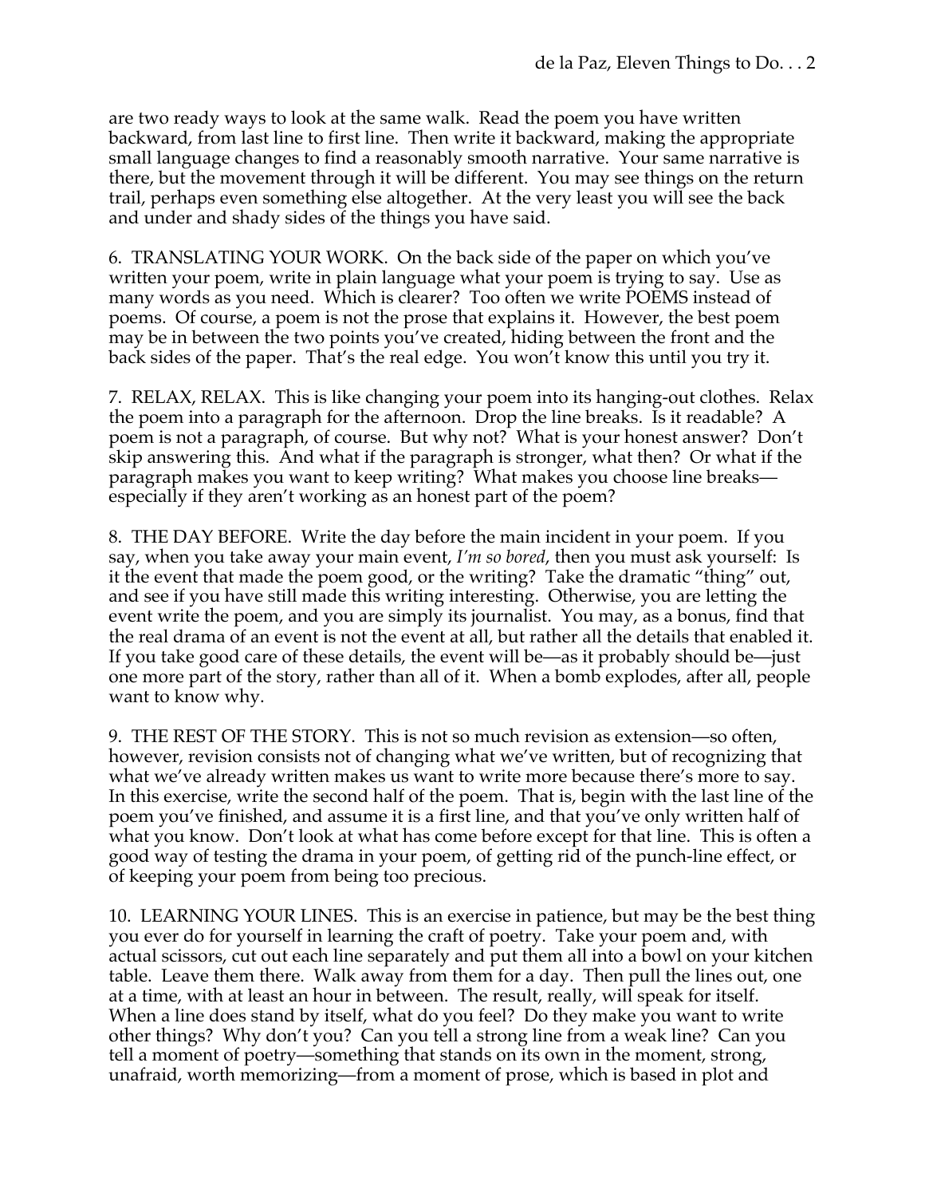are two ready ways to look at the same walk. Read the poem you have written backward, from last line to first line. Then write it backward, making the appropriate small language changes to find a reasonably smooth narrative. Your same narrative is there, but the movement through it will be different. You may see things on the return trail, perhaps even something else altogether. At the very least you will see the back and under and shady sides of the things you have said.

6. TRANSLATING YOUR WORK. On the back side of the paper on which you've written your poem, write in plain language what your poem is trying to say. Use as many words as you need. Which is clearer? Too often we write POEMS instead of poems. Of course, a poem is not the prose that explains it. However, the best poem may be in between the two points you've created, hiding between the front and the back sides of the paper. That's the real edge. You won't know this until you try it.

7. RELAX, RELAX. This is like changing your poem into its hanging-out clothes. Relax the poem into a paragraph for the afternoon. Drop the line breaks. Is it readable? A poem is not a paragraph, of course. But why not? What is your honest answer? Don't skip answering this. And what if the paragraph is stronger, what then? Or what if the paragraph makes you want to keep writing? What makes you choose line breaks—especially if they aren't working as an honest part of the poem?

8. THE DAY BEFORE. Write the day before the main incident in your poem. If you say, when you take away your main event, *I'm so bored*, then you must ask yourself: Is it the event that made the poem good, or the writing? Take the dramatic "thing" out, and see if you have still made this writing interesting. Otherwise, you are letting the event write the poem, and you are simply its journalist. You may, as a bonus, find that the real drama of an event is not the event at all, but rather all the details that enabled it. If you take good care of these details, the event will be—as it probably should be—just one more part of the story, rather than all of it. When a bomb explodes, after all, people want to know why.

9. THE REST OF THE STORY. This is not so much revision as extension—so often, however, revision consists not of changing what we've written, but of recognizing that what we've already written makes us want to write more because there's more to say. In this exercise, write the second half of the poem. That is, begin with the last line of the poem you've finished, and assume it is a first line, and that you've only written half of what you know. Don't look at what has come before except for that line. This is often a good way of testing the drama in your poem, of getting rid of the punch-line effect, or of keeping your poem from being too precious.

10. LEARNING YOUR LINES. This is an exercise in patience, but may be the best thing you ever do for yourself in learning the craft of poetry. Take your poem and, with actual scissors, cut out each line separately and put them all into a bowl on your kitchen table. Leave them there. Walk away from them for a day. Then pull the lines out, one at a time, with at least an hour in between. The result, really, will speak for itself. When a line does stand by itself, what do you feel? Do they make you want to write other things? Why don't you? Can you tell a strong line from a weak line? Can you tell a moment of poetry—something that stands on its own in the moment, strong, unafraid, worth memorizing—from a moment of prose, which is based in plot and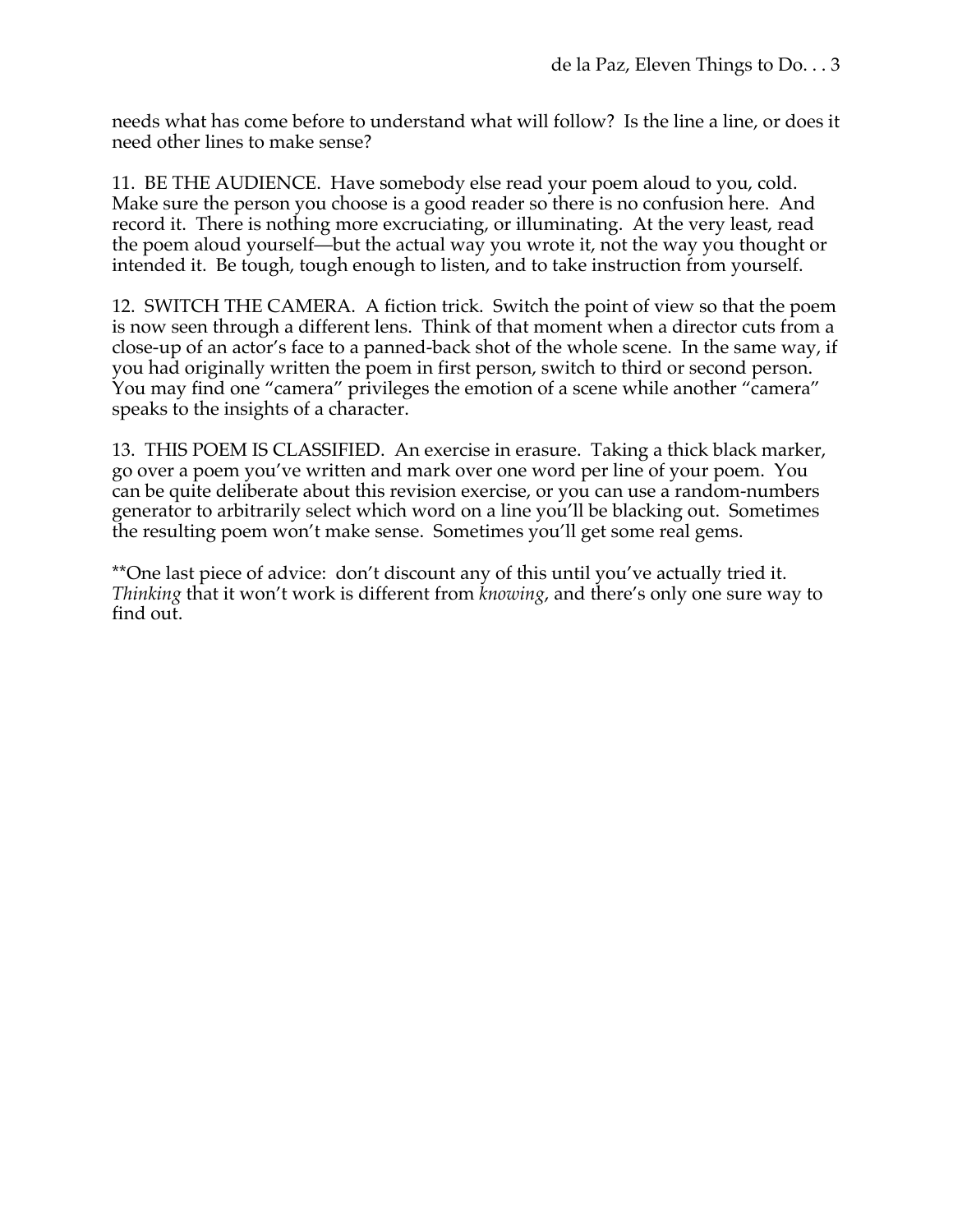needs what has come before to understand what will follow? Is the line a line, or does it need other lines to make sense?

11. BE THE AUDIENCE. Have somebody else read your poem aloud to you, cold. Make sure the person you choose is a good reader so there is no confusion here. And record it. There is nothing more excruciating, or illuminating. At the very least, read the poem aloud yourself—but the actual way you wrote it, not the way you thought or intended it. Be tough, tough enough to listen, and to take instruction from yourself.

12. SWITCH THE CAMERA. A fiction trick. Switch the point of view so that the poem is now seen through a different lens. Think of that moment when a director cuts from a close-up of an actor's face to a panned-back shot of the whole scene. In the same way, if you had originally written the poem in first person, switch to third or second person. You may find one "camera" privileges the emotion of a scene while another "camera" speaks to the insights of a character.

13. THIS POEM IS CLASSIFIED. An exercise in erasure. Taking a thick black marker, go over a poem you've written and mark over one word per line of your poem. You can be quite deliberate about this revision exercise, or you can use a random-numbers generator to arbitrarily select which word on a line you'll be blacking out. Sometimes the resulting poem won't make sense. Sometimes you'll get some real gems.

**One last piece of advice: don't discount any of this until you've actually tried it. *Thinking* that it won't work is different from *knowing*, and there's only one sure way to find out.